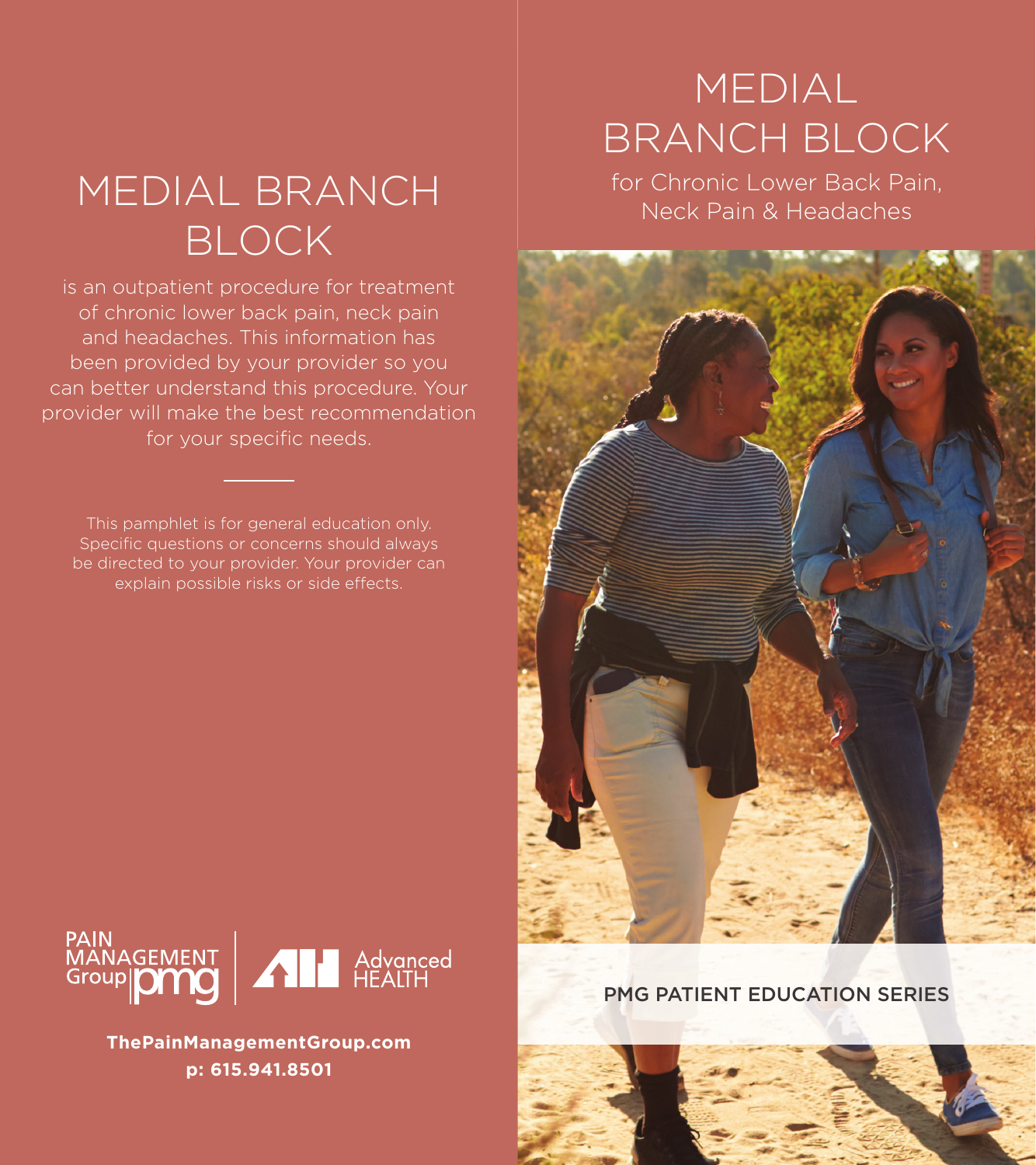# MEDIAL BRANCH BLOCK

is an outpatient procedure for treatment of chronic lower back pain, neck pain and headaches. This information has been provided by your provider so you can better understand this procedure. Your provider will make the best recommendation for your specific needs.

---

This pamphlet is for general education only. Specific questions or concerns should always be directed to your provider. Your provider can explain possible risks or side effects.

PAIN MANAGEMENT Group pmg | Advanced HEALTH

**ThePainManagementGroup.com**
**p: 615.941.8501**

# MEDIAL BRANCH BLOCK

## for Chronic Lower Back Pain, Neck Pain & Headaches

PMG PATIENT EDUCATION SERIES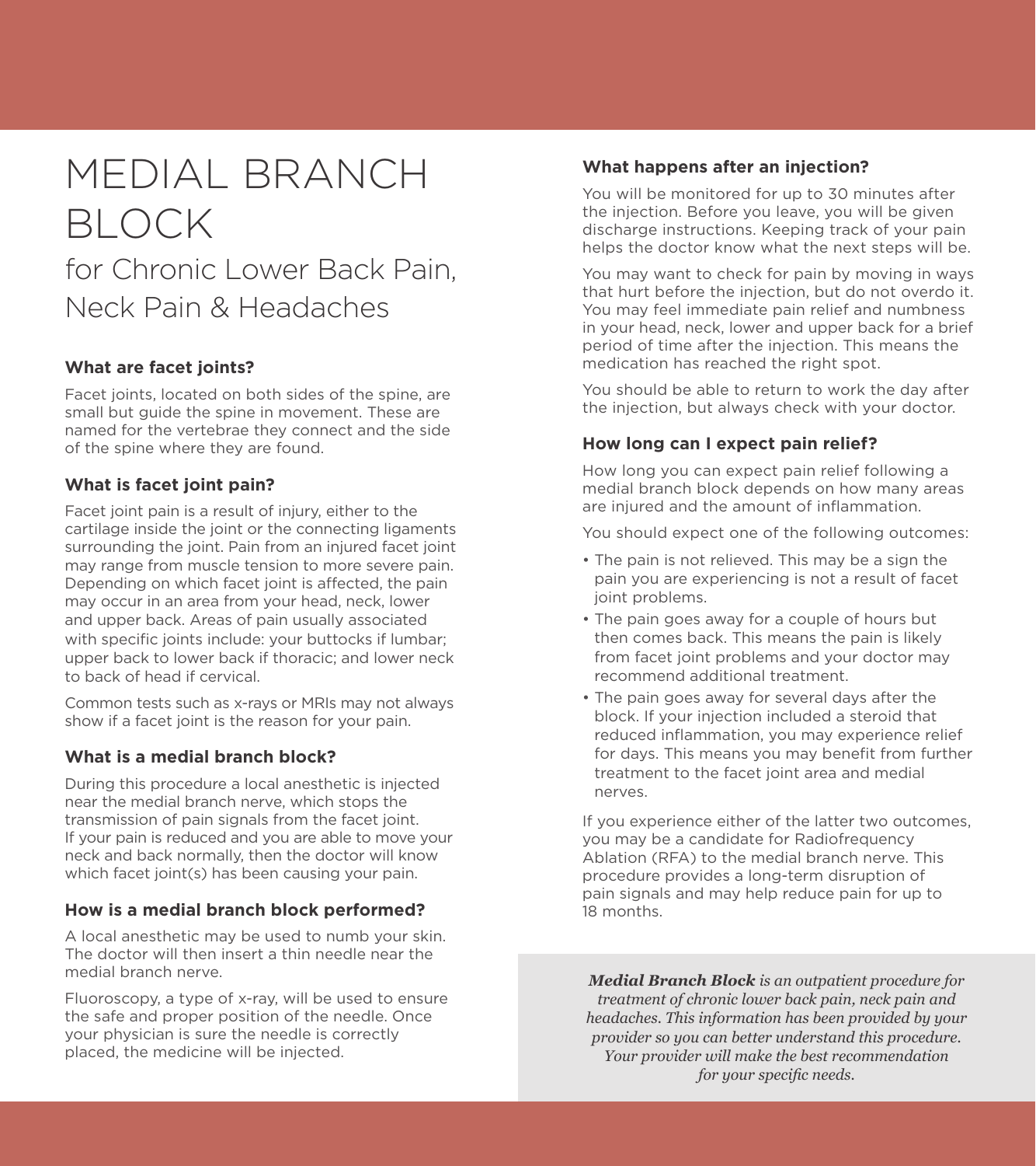# MEDIAL BRANCH BLOCK

## for Chronic Lower Back Pain, Neck Pain & Headaches

### What are facet joints?

Facet joints, located on both sides of the spine, are small but guide the spine in movement. These are named for the vertebrae they connect and the side of the spine where they are found.

### What is facet joint pain?

Facet joint pain is a result of injury, either to the cartilage inside the joint or the connecting ligaments surrounding the joint. Pain from an injured facet joint may range from muscle tension to more severe pain. Depending on which facet joint is affected, the pain may occur in an area from your head, neck, lower and upper back. Areas of pain usually associated with specific joints include: your buttocks if lumbar; upper back to lower back if thoracic; and lower neck to back of head if cervical.

Common tests such as x-rays or MRIs may not always show if a facet joint is the reason for your pain.

### What is a medial branch block?

During this procedure a local anesthetic is injected near the medial branch nerve, which stops the transmission of pain signals from the facet joint. If your pain is reduced and you are able to move your neck and back normally, then the doctor will know which facet joint(s) has been causing your pain.

### How is a medial branch block performed?

A local anesthetic may be used to numb your skin. The doctor will then insert a thin needle near the medial branch nerve.

Fluoroscopy, a type of x-ray, will be used to ensure the safe and proper position of the needle. Once your physician is sure the needle is correctly placed, the medicine will be injected.

### What happens after an injection?

You will be monitored for up to 30 minutes after the injection. Before you leave, you will be given discharge instructions. Keeping track of your pain helps the doctor know what the next steps will be.

You may want to check for pain by moving in ways that hurt before the injection, but do not overdo it. You may feel immediate pain relief and numbness in your head, neck, lower and upper back for a brief period of time after the injection. This means the medication has reached the right spot.

You should be able to return to work the day after the injection, but always check with your doctor.

### How long can I expect pain relief?

How long you can expect pain relief following a medial branch block depends on how many areas are injured and the amount of inflammation.

You should expect one of the following outcomes:

- The pain is not relieved. This may be a sign the pain you are experiencing is not a result of facet joint problems.
- The pain goes away for a couple of hours but then comes back. This means the pain is likely from facet joint problems and your doctor may recommend additional treatment.
- The pain goes away for several days after the block. If your injection included a steroid that reduced inflammation, you may experience relief for days. This means you may benefit from further treatment to the facet joint area and medial nerves.

If you experience either of the latter two outcomes, you may be a candidate for Radiofrequency Ablation (RFA) to the medial branch nerve. This procedure provides a long-term disruption of pain signals and may help reduce pain for up to 18 months.

***Medial Branch Block** is an outpatient procedure for treatment of chronic lower back pain, neck pain and headaches. This information has been provided by your provider so you can better understand this procedure. Your provider will make the best recommendation for your specific needs.*